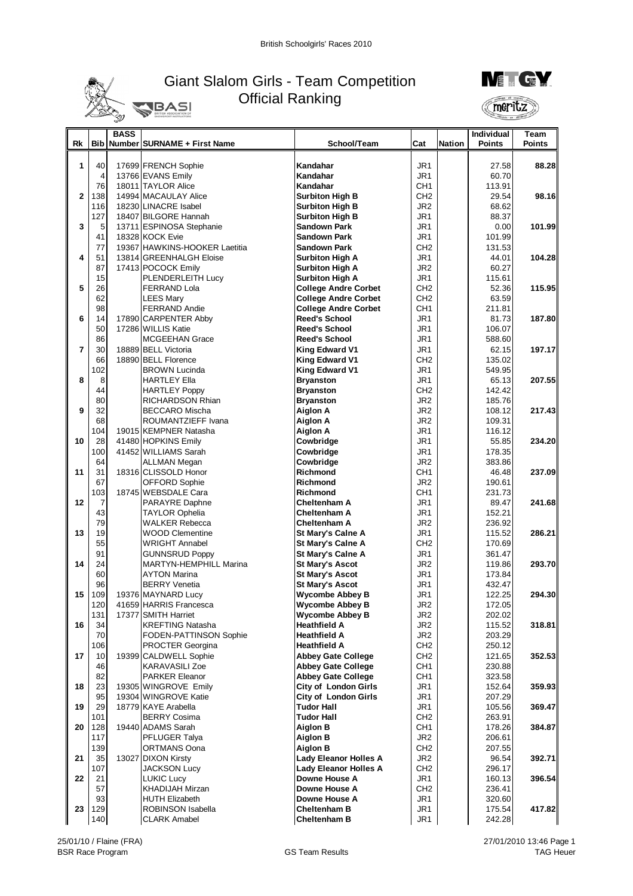British Schoolgirls' Races 2010

# Giant Slalom Girls - Team Competition
## Official Ranking

| Rk | Bib | BASS Number | SURNAME + First Name | School/Team | Cat | Nation | Individual Points | Team Points |
|---|---|---|---|---|---|---|---|---|
| 1 | 40 | 17699 | FRENCH Sophie | Kandahar | JR1 | | 27.58 | 88.28 |
| | 4 | 13766 | EVANS Emily | Kandahar | JR1 | | 60.70 | |
| | 76 | 18011 | TAYLOR Alice | Kandahar | CH1 | | 113.91 | |
| 2 | 138 | 14994 | MACAULAY Alice | Surbiton High B | CH2 | | 29.54 | 98.16 |
| | 116 | 18230 | LINACRE Isabel | Surbiton High B | JR2 | | 68.62 | |
| | 127 | 18407 | BILGORE Hannah | Surbiton High B | JR1 | | 88.37 | |
| 3 | 5 | 13711 | ESPINOSA Stephanie | Sandown Park | JR1 | | 0.00 | 101.99 |
| | 41 | 18328 | KOCK Evie | Sandown Park | JR1 | | 101.99 | |
| | 77 | 19367 | HAWKINS-HOOKER Laetitia | Sandown Park | CH2 | | 131.53 | |
| 4 | 51 | 13814 | GREENHALGH Eloise | Surbiton High A | JR1 | | 44.01 | 104.28 |
| | 87 | 17413 | POCOCK Emily | Surbiton High A | JR2 | | 60.27 | |
| | 15 | | PLENDERLEITH Lucy | Surbiton High A | JR1 | | 115.61 | |
| 5 | 26 | | FERRAND Lola | College Andre Corbet | CH2 | | 52.36 | 115.95 |
| | 62 | | LEES Mary | College Andre Corbet | CH2 | | 63.59 | |
| | 98 | | FERRAND Andie | College Andre Corbet | CH1 | | 211.81 | |
| 6 | 14 | 17890 | CARPENTER Abby | Reed's School | JR1 | | 81.73 | 187.80 |
| | 50 | 17286 | WILLIS Katie | Reed's School | JR1 | | 106.07 | |
| | 86 | | MCGEEHAN Grace | Reed's School | JR1 | | 588.60 | |
| 7 | 30 | 18889 | BELL Victoria | King Edward V1 | JR1 | | 62.15 | 197.17 |
| | 66 | 18890 | BELL Florence | King Edward V1 | CH2 | | 135.02 | |
| | 102 | | BROWN Lucinda | King Edward V1 | JR1 | | 549.95 | |
| 8 | 8 | | HARTLEY Ella | Bryanston | JR1 | | 65.13 | 207.55 |
| | 44 | | HARTLEY Poppy | Bryanston | CH2 | | 142.42 | |
| | 80 | | RICHARDSON Rhian | Bryanston | JR2 | | 185.76 | |
| 9 | 32 | | BECCARO Mischa | Aiglon A | JR2 | | 108.12 | 217.43 |
| | 68 | | ROUMANTZIEFF Ivana | Aiglon A | JR2 | | 109.31 | |
| | 104 | 19015 | KEMPNER Natasha | Aiglon A | JR1 | | 116.12 | |
| 10 | 28 | 41480 | HOPKINS Emily | Cowbridge | JR1 | | 55.85 | 234.20 |
| | 100 | 41452 | WILLIAMS Sarah | Cowbridge | JR1 | | 178.35 | |
| | 64 | | ALLMAN Megan | Cowbridge | JR2 | | 383.86 | |
| 11 | 31 | 18316 | CLISSOLD Honor | Richmond | CH1 | | 46.48 | 237.09 |
| | 67 | | OFFORD Sophie | Richmond | JR2 | | 190.61 | |
| | 103 | 18745 | WEBSDALE Cara | Richmond | CH1 | | 231.73 | |
| 12 | 7 | | PARAYRE Daphne | Cheltenham A | JR1 | | 89.47 | 241.68 |
| | 43 | | TAYLOR Ophelia | Cheltenham A | JR1 | | 152.21 | |
| | 79 | | WALKER Rebecca | Cheltenham A | JR2 | | 236.92 | |
| 13 | 19 | | WOOD Clementine | St Mary's Calne A | JR1 | | 115.52 | 286.21 |
| | 55 | | WRIGHT Annabel | St Mary's Calne A | CH2 | | 170.69 | |
| | 91 | | GUNNSRUD Poppy | St Mary's Calne A | JR1 | | 361.47 | |
| 14 | 24 | | MARTYN-HEMPHILL Marina | St Mary's Ascot | JR2 | | 119.86 | 293.70 |
| | 60 | | AYTON Marina | St Mary's Ascot | JR1 | | 173.84 | |
| | 96 | | BERRY Venetia | St Mary's Ascot | JR1 | | 432.47 | |
| 15 | 109 | 19376 | MAYNARD Lucy | Wycombe Abbey B | JR1 | | 122.25 | 294.30 |
| | 120 | 41659 | HARRIS Francesca | Wycombe Abbey B | JR2 | | 172.05 | |
| | 131 | 17377 | SMITH Harriet | Wycombe Abbey B | JR2 | | 202.02 | |
| 16 | 34 | | KREFTING Natasha | Heathfield A | JR2 | | 115.52 | 318.81 |
| | 70 | | FODEN-PATTINSON Sophie | Heathfield A | JR2 | | 203.29 | |
| | 106 | | PROCTER Georgina | Heathfield A | CH2 | | 250.12 | |
| 17 | 10 | 19399 | CALDWELL Sophie | Abbey Gate College | CH2 | | 121.65 | 352.53 |
| | 46 | | KARAVASILI Zoe | Abbey Gate College | CH1 | | 230.88 | |
| | 82 | | PARKER Eleanor | Abbey Gate College | CH1 | | 323.58 | |
| 18 | 23 | 19305 | WINGROVE Emily | City of London Girls | JR1 | | 152.64 | 359.93 |
| | 95 | 19304 | WINGROVE Katie | City of London Girls | JR1 | | 207.29 | |
| 19 | 29 | 18779 | KAYE Arabella | Tudor Hall | JR1 | | 105.56 | 369.47 |
| | 101 | | BERRY Cosima | Tudor Hall | CH2 | | 263.91 | |
| 20 | 128 | 19440 | ADAMS Sarah | Aiglon B | CH1 | | 178.26 | 384.87 |
| | 117 | | PFLUGER Talya | Aiglon B | JR2 | | 206.61 | |
| | 139 | | ORTMANS Oona | Aiglon B | CH2 | | 207.55 | |
| 21 | 35 | 13027 | DIXON Kirsty | Lady Eleanor Holles A | JR2 | | 96.54 | 392.71 |
| | 107 | | JACKSON Lucy | Lady Eleanor Holles A | CH2 | | 296.17 | |
| 22 | 21 | | LUKIC Lucy | Downe House A | JR1 | | 160.13 | 396.54 |
| | 57 | | KHADIJAH Mirzan | Downe House A | CH2 | | 236.41 | |
| | 93 | | HUTH Elizabeth | Downe House A | JR1 | | 320.60 | |
| 23 | 129 | | ROBINSON Isabella | Cheltenham B | JR1 | | 175.54 | 417.82 |
| | 140 | | CLARK Amabel | Cheltenham B | JR1 | | 242.28 | |

25/01/10 / Flaine (FRA) — 27/01/2010 13:46

BSR Race Program — GS Team Results — TAG Heuer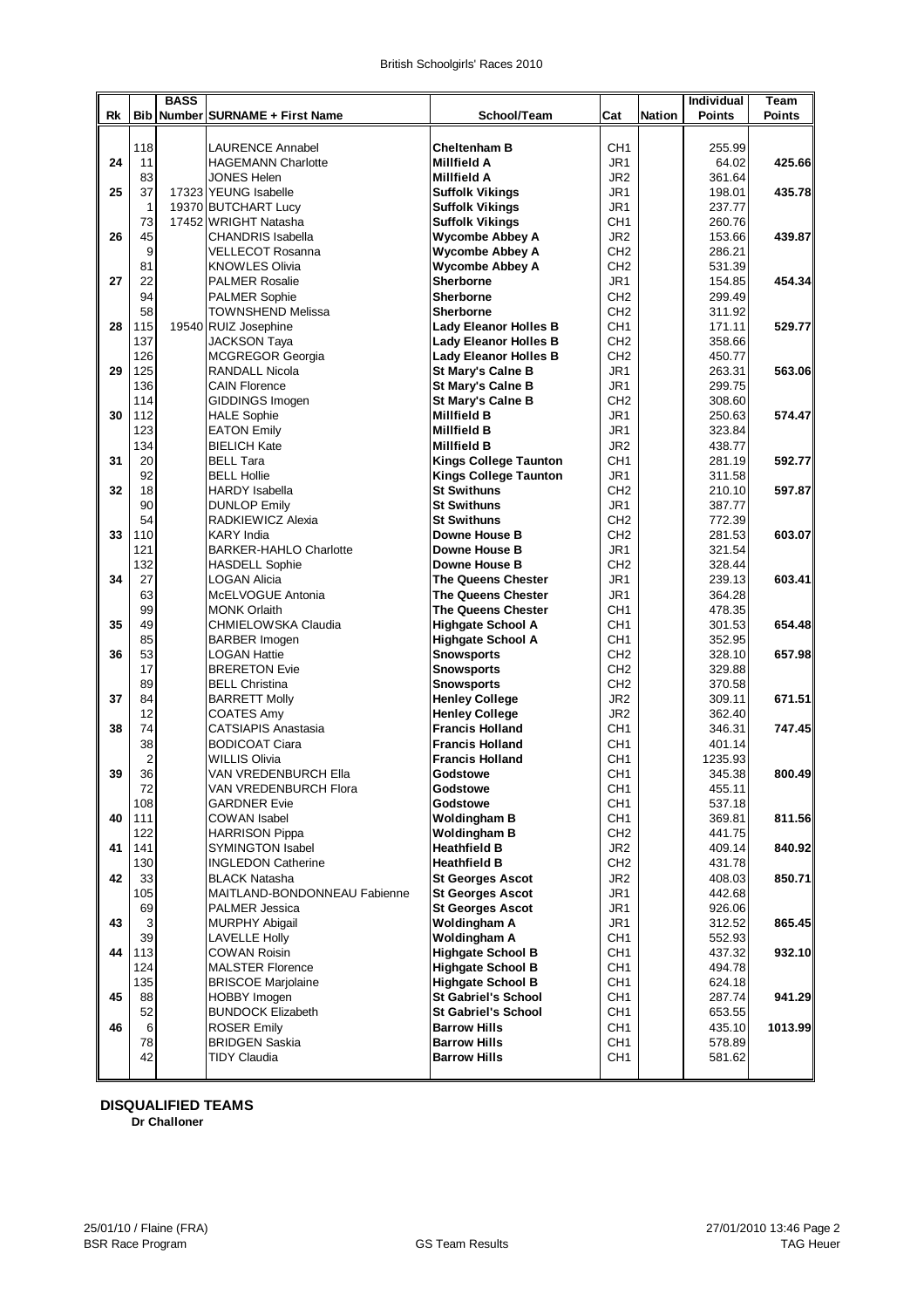| Rk | Bib | BASS Number | SURNAME + First Name | School/Team | Cat | Nation | Individual Points | Team Points |
|---|---|---|---|---|---|---|---|---|
| | 118 | | LAURENCE Annabel | **Cheltenham B** | CH1 | | 255.99 | |
| **24** | 11 | | HAGEMANN Charlotte | **Millfield A** | JR1 | | 64.02 | **425.66** |
| | 83 | | JONES Helen | **Millfield A** | JR2 | | 361.64 | |
| **25** | 37 | 17323 | YEUNG Isabelle | **Suffolk Vikings** | JR1 | | 198.01 | **435.78** |
| | 1 | 19370 | BUTCHART Lucy | **Suffolk Vikings** | JR1 | | 237.77 | |
| | 73 | 17452 | WRIGHT Natasha | **Suffolk Vikings** | CH1 | | 260.76 | |
| **26** | 45 | | CHANDRIS Isabella | **Wycombe Abbey A** | JR2 | | 153.66 | **439.87** |
| | 9 | | VELLECOT Rosanna | **Wycombe Abbey A** | CH2 | | 286.21 | |
| | 81 | | KNOWLES Olivia | **Wycombe Abbey A** | CH2 | | 531.39 | |
| **27** | 22 | | PALMER Rosalie | **Sherborne** | JR1 | | 154.85 | **454.34** |
| | 94 | | PALMER Sophie | **Sherborne** | CH2 | | 299.49 | |
| | 58 | | TOWNSHEND Melissa | **Sherborne** | CH2 | | 311.92 | |
| **28** | 115 | 19540 | RUIZ Josephine | **Lady Eleanor Holles B** | CH1 | | 171.11 | **529.77** |
| | 137 | | JACKSON Taya | **Lady Eleanor Holles B** | CH2 | | 358.66 | |
| | 126 | | MCGREGOR Georgia | **Lady Eleanor Holles B** | CH2 | | 450.77 | |
| **29** | 125 | | RANDALL Nicola | **St Mary's Calne B** | JR1 | | 263.31 | **563.06** |
| | 136 | | CAIN Florence | **St Mary's Calne B** | JR1 | | 299.75 | |
| | 114 | | GIDDINGS Imogen | **St Mary's Calne B** | CH2 | | 308.60 | |
| **30** | 112 | | HALE Sophie | **Millfield B** | JR1 | | 250.63 | **574.47** |
| | 123 | | EATON Emily | **Millfield B** | JR1 | | 323.84 | |
| | 134 | | BIELICH Kate | **Millfield B** | JR2 | | 438.77 | |
| **31** | 20 | | BELL Tara | **Kings College Taunton** | CH1 | | 281.19 | **592.77** |
| | 92 | | BELL Hollie | **Kings College Taunton** | JR1 | | 311.58 | |
| **32** | 18 | | HARDY Isabella | **St Swithuns** | CH2 | | 210.10 | **597.87** |
| | 90 | | DUNLOP Emily | **St Swithuns** | JR1 | | 387.77 | |
| | 54 | | RADKIEWICZ Alexia | **St Swithuns** | CH2 | | 772.39 | |
| **33** | 110 | | KARY India | **Downe House B** | CH2 | | 281.53 | **603.07** |
| | 121 | | BARKER-HAHLO Charlotte | **Downe House B** | JR1 | | 321.54 | |
| | 132 | | HASDELL Sophie | **Downe House B** | CH2 | | 328.44 | |
| **34** | 27 | | LOGAN Alicia | **The Queens Chester** | JR1 | | 239.13 | **603.41** |
| | 63 | | McELVOGUE Antonia | **The Queens Chester** | JR1 | | 364.28 | |
| | 99 | | MONK Orlaith | **The Queens Chester** | CH1 | | 478.35 | |
| **35** | 49 | | CHMIELOWSKA Claudia | **Highgate School A** | CH1 | | 301.53 | **654.48** |
| | 85 | | BARBER Imogen | **Highgate School A** | CH1 | | 352.95 | |
| **36** | 53 | | LOGAN Hattie | **Snowsports** | CH2 | | 328.10 | **657.98** |
| | 17 | | BRERETON Evie | **Snowsports** | CH2 | | 329.88 | |
| | 89 | | BELL Christina | **Snowsports** | CH2 | | 370.58 | |
| **37** | 84 | | BARRETT Molly | **Henley College** | JR2 | | 309.11 | **671.51** |
| | 12 | | COATES Amy | **Henley College** | JR2 | | 362.40 | |
| **38** | 74 | | CATSIAPIS Anastasia | **Francis Holland** | CH1 | | 346.31 | **747.45** |
| | 38 | | BODICOAT Ciara | **Francis Holland** | CH1 | | 401.14 | |
| | 2 | | WILLIS Olivia | **Francis Holland** | CH1 | | 1235.93 | |
| **39** | 36 | | VAN VREDENBURCH Ella | **Godstowe** | CH1 | | 345.38 | **800.49** |
| | 72 | | VAN VREDENBURCH Flora | **Godstowe** | CH1 | | 455.11 | |
| | 108 | | GARDNER Evie | **Godstowe** | CH1 | | 537.18 | |
| **40** | 111 | | COWAN Isabel | **Woldingham B** | CH1 | | 369.81 | **811.56** |
| | 122 | | HARRISON Pippa | **Woldingham B** | CH2 | | 441.75 | |
| **41** | 141 | | SYMINGTON Isabel | **Heathfield B** | JR2 | | 409.14 | **840.92** |
| | 130 | | INGLEDON Catherine | **Heathfield B** | CH2 | | 431.78 | |
| **42** | 33 | | BLACK Natasha | **St Georges Ascot** | JR2 | | 408.03 | **850.71** |
| | 105 | | MAITLAND-BONDONNEAU Fabienne | **St Georges Ascot** | JR1 | | 442.68 | |
| | 69 | | PALMER Jessica | **St Georges Ascot** | JR1 | | 926.06 | |
| **43** | 3 | | MURPHY Abigail | **Woldingham A** | JR1 | | 312.52 | **865.45** |
| | 39 | | LAVELLE Holly | **Woldingham A** | CH1 | | 552.93 | |
| **44** | 113 | | COWAN Roisin | **Highgate School B** | CH1 | | 437.32 | **932.10** |
| | 124 | | MALSTER Florence | **Highgate School B** | CH1 | | 494.78 | |
| | 135 | | BRISCOE Marjolaine | **Highgate School B** | CH1 | | 624.18 | |
| **45** | 88 | | HOBBY Imogen | **St Gabriel's School** | CH1 | | 287.74 | **941.29** |
| | 52 | | BUNDOCK Elizabeth | **St Gabriel's School** | CH1 | | 653.55 | |
| **46** | 6 | | ROSER Emily | **Barrow Hills** | CH1 | | 435.10 | **1013.99** |
| | 78 | | BRIDGEN Saskia | **Barrow Hills** | CH1 | | 578.89 | |
| | 42 | | TIDY Claudia | **Barrow Hills** | CH1 | | 581.62 | |

**DISQUALIFIED TEAMS**

**Dr Challoner**

25/01/10 / Flaine (FRA)
BSR Race Program

GS Team Results

27/01/2010 13:46
TAG Heuer